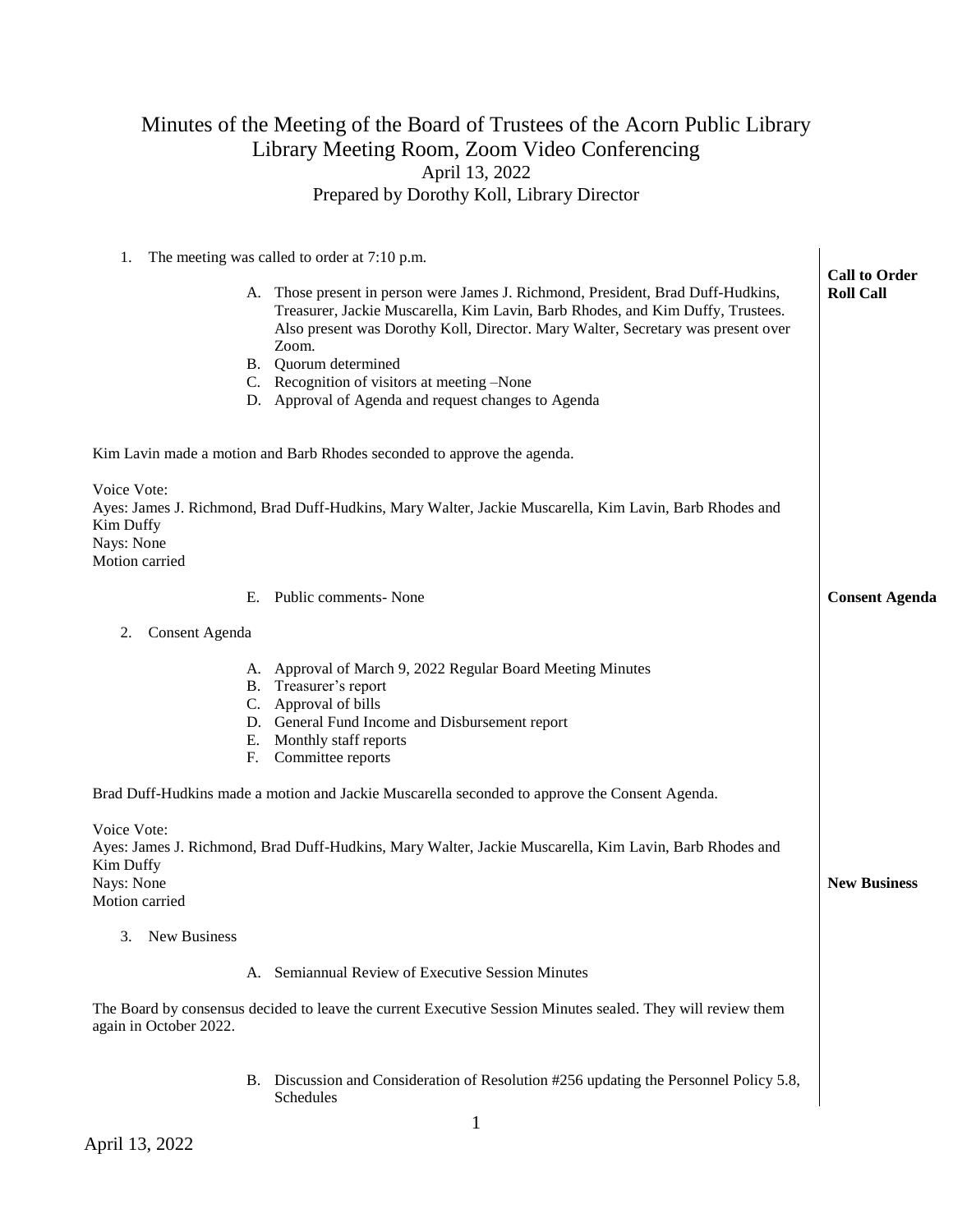# Minutes of the Meeting of the Board of Trustees of the Acorn Public Library
## Library Meeting Room, Zoom Video Conferencing
### April 13, 2022
### Prepared by Dorothy Koll, Library Director

**Call to Order**
**Roll Call**

1. The meeting was called to order at 7:10 p.m.

   A. Those present in person were James J. Richmond, President, Brad Duff-Hudkins, Treasurer, Jackie Muscarella, Kim Lavin, Barb Rhodes, and Kim Duffy, Trustees. Also present was Dorothy Koll, Director. Mary Walter, Secretary was present over Zoom.
   B. Quorum determined
   C. Recognition of visitors at meeting –None
   D. Approval of Agenda and request changes to Agenda

Kim Lavin made a motion and Barb Rhodes seconded to approve the agenda.

Voice Vote:
Ayes: James J. Richmond, Brad Duff-Hudkins, Mary Walter, Jackie Muscarella, Kim Lavin, Barb Rhodes and Kim Duffy
Nays: None
Motion carried

   E. Public comments- None

**Consent Agenda**

2. Consent Agenda

   A. Approval of March 9, 2022 Regular Board Meeting Minutes
   B. Treasurer's report
   C. Approval of bills
   D. General Fund Income and Disbursement report
   E. Monthly staff reports
   F. Committee reports

Brad Duff-Hudkins made a motion and Jackie Muscarella seconded to approve the Consent Agenda.

Voice Vote:
Ayes: James J. Richmond, Brad Duff-Hudkins, Mary Walter, Jackie Muscarella, Kim Lavin, Barb Rhodes and Kim Duffy
Nays: None
Motion carried

**New Business**

3. New Business

   A. Semiannual Review of Executive Session Minutes

The Board by consensus decided to leave the current Executive Session Minutes sealed. They will review them again in October 2022.

   B. Discussion and Consideration of Resolution #256 updating the Personnel Policy 5.8, Schedules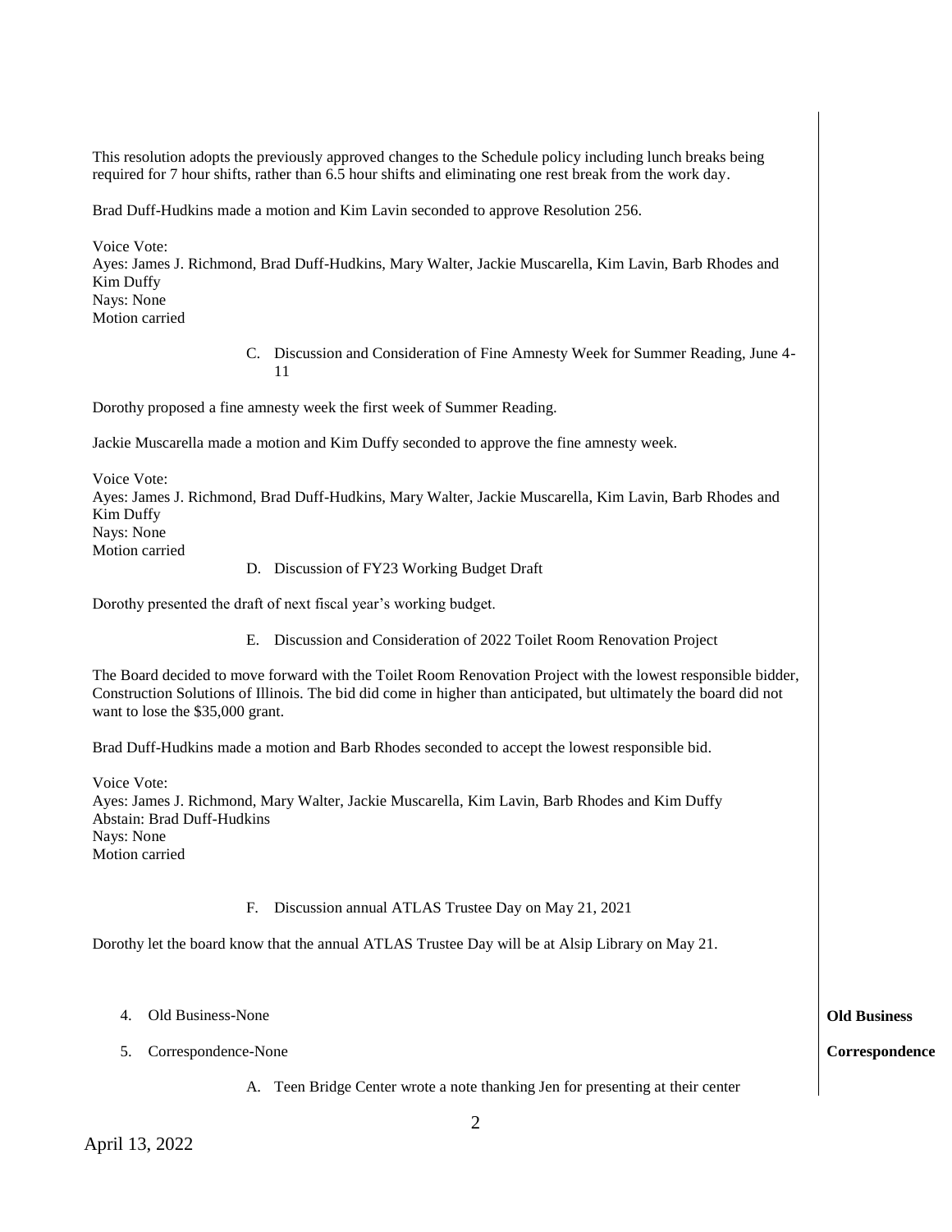This resolution adopts the previously approved changes to the Schedule policy including lunch breaks being required for 7 hour shifts, rather than 6.5 hour shifts and eliminating one rest break from the work day.

Brad Duff-Hudkins made a motion and Kim Lavin seconded to approve Resolution 256.

Voice Vote:
Ayes: James J. Richmond, Brad Duff-Hudkins, Mary Walter, Jackie Muscarella, Kim Lavin, Barb Rhodes and Kim Duffy
Nays: None
Motion carried

C. Discussion and Consideration of Fine Amnesty Week for Summer Reading, June 4-11

Dorothy proposed a fine amnesty week the first week of Summer Reading.

Jackie Muscarella made a motion and Kim Duffy seconded to approve the fine amnesty week.

Voice Vote:
Ayes: James J. Richmond, Brad Duff-Hudkins, Mary Walter, Jackie Muscarella, Kim Lavin, Barb Rhodes and Kim Duffy
Nays: None
Motion carried

D. Discussion of FY23 Working Budget Draft

Dorothy presented the draft of next fiscal year's working budget.

E. Discussion and Consideration of 2022 Toilet Room Renovation Project

The Board decided to move forward with the Toilet Room Renovation Project with the lowest responsible bidder, Construction Solutions of Illinois. The bid did come in higher than anticipated, but ultimately the board did not want to lose the $35,000 grant.

Brad Duff-Hudkins made a motion and Barb Rhodes seconded to accept the lowest responsible bid.

Voice Vote:
Ayes: James J. Richmond, Mary Walter, Jackie Muscarella, Kim Lavin, Barb Rhodes and Kim Duffy
Abstain: Brad Duff-Hudkins
Nays: None
Motion carried

F. Discussion annual ATLAS Trustee Day on May 21, 2021

Dorothy let the board know that the annual ATLAS Trustee Day will be at Alsip Library on May 21.

4. Old Business-None **Old Business**

5. Correspondence-None **Correspondence**

A. Teen Bridge Center wrote a note thanking Jen for presenting at their center

April 13, 2022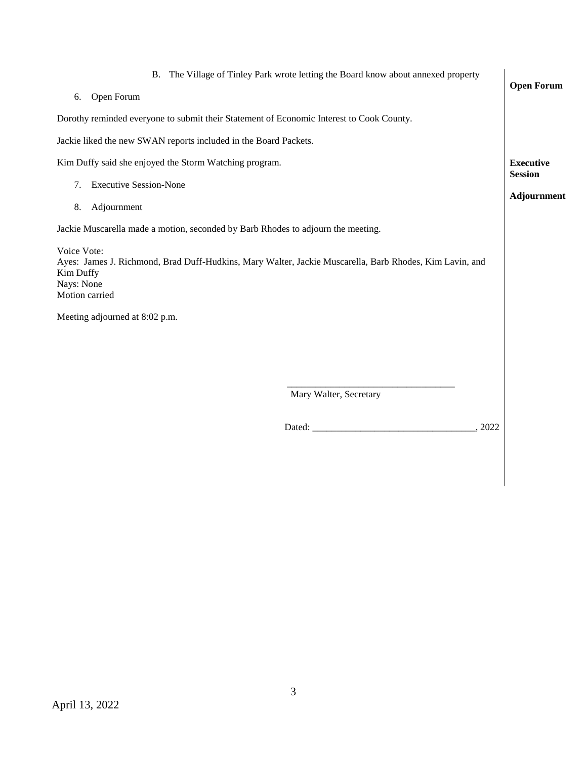B. The Village of Tinley Park wrote letting the Board know about annexed property

6. Open Forum

**Open Forum**

Dorothy reminded everyone to submit their Statement of Economic Interest to Cook County.

Jackie liked the new SWAN reports included in the Board Packets.

Kim Duffy said she enjoyed the Storm Watching program.

7. Executive Session-None

**Executive Session**

8. Adjournment

**Adjournment**

Jackie Muscarella made a motion, seconded by Barb Rhodes to adjourn the meeting.

Voice Vote:
Ayes: James J. Richmond, Brad Duff-Hudkins, Mary Walter, Jackie Muscarella, Barb Rhodes, Kim Lavin, and Kim Duffy
Nays: None
Motion carried

Meeting adjourned at 8:02 p.m.

\_\_\_\_\_\_\_\_\_\_\_\_\_\_\_\_\_\_\_\_\_\_\_\_\_\_\_\_\_\_\_\_\_\_
Mary Walter, Secretary

Dated: \_\_\_\_\_\_\_\_\_\_\_\_\_\_\_\_\_\_\_\_\_\_\_\_\_\_\_\_\_\_\_\_\_\_, 2022

April 13, 2022